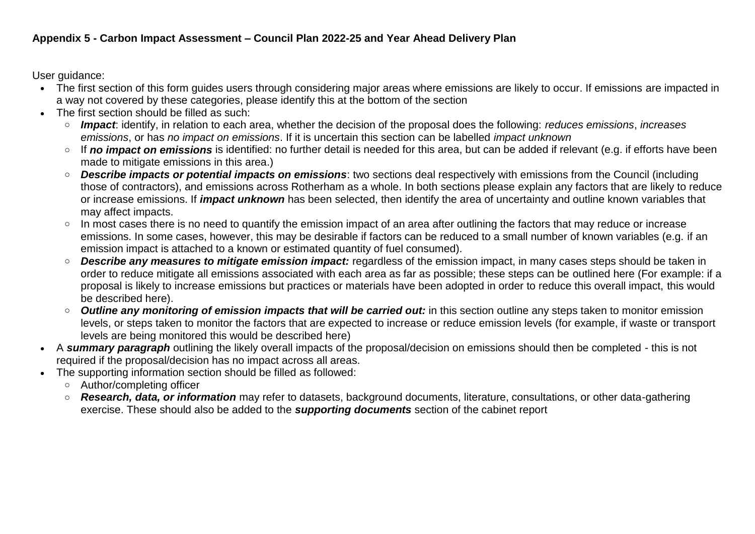**Appendix 5 - Carbon Impact Assessment – Council Plan 2022-25 and Year Ahead Delivery Plan**

User guidance:

- The first section of this form guides users through considering major areas where emissions are likely to occur. If emissions are impacted in a way not covered by these categories, please identify this at the bottom of the section
- The first section should be filled as such:
  - ***Impact***: identify, in relation to each area, whether the decision of the proposal does the following: *reduces emissions*, *increases emissions*, or has *no impact on emissions*. If it is uncertain this section can be labelled *impact unknown*
  - If ***no impact on emissions*** is identified: no further detail is needed for this area, but can be added if relevant (e.g. if efforts have been made to mitigate emissions in this area.)
  - ***Describe impacts or potential impacts on emissions***: two sections deal respectively with emissions from the Council (including those of contractors), and emissions across Rotherham as a whole. In both sections please explain any factors that are likely to reduce or increase emissions. If ***impact unknown*** has been selected, then identify the area of uncertainty and outline known variables that may affect impacts.
  - In most cases there is no need to quantify the emission impact of an area after outlining the factors that may reduce or increase emissions. In some cases, however, this may be desirable if factors can be reduced to a small number of known variables (e.g. if an emission impact is attached to a known or estimated quantity of fuel consumed).
  - ***Describe any measures to mitigate emission impact:*** regardless of the emission impact, in many cases steps should be taken in order to reduce mitigate all emissions associated with each area as far as possible; these steps can be outlined here (For example: if a proposal is likely to increase emissions but practices or materials have been adopted in order to reduce this overall impact, this would be described here).
  - ***Outline any monitoring of emission impacts that will be carried out:*** in this section outline any steps taken to monitor emission levels, or steps taken to monitor the factors that are expected to increase or reduce emission levels (for example, if waste or transport levels are being monitored this would be described here)
- A ***summary paragraph*** outlining the likely overall impacts of the proposal/decision on emissions should then be completed - this is not required if the proposal/decision has no impact across all areas.
- The supporting information section should be filled as followed:
  - Author/completing officer
  - ***Research, data, or information*** may refer to datasets, background documents, literature, consultations, or other data-gathering exercise. These should also be added to the ***supporting documents*** section of the cabinet report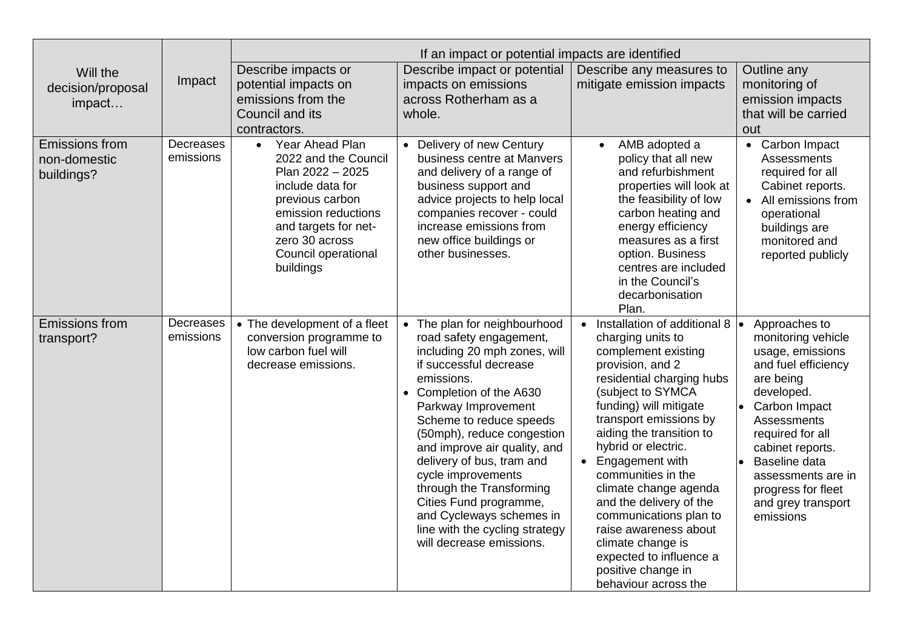| Will the decision/proposal impact… | Impact | If an impact or potential impacts are identified | | | |
|---|---|---|---|---|---|
| | | Describe impacts or potential impacts on emissions from the Council and its contractors. | Describe impact or potential impacts on emissions across Rotherham as a whole. | Describe any measures to mitigate emission impacts | Outline any monitoring of emission impacts that will be carried out |
| Emissions from non-domestic buildings? | Decreases emissions | • Year Ahead Plan 2022 and the Council Plan 2022 – 2025 include data for previous carbon emission reductions and targets for net-zero 30 across Council operational buildings | • Delivery of new Century business centre at Manvers and delivery of a range of business support and advice projects to help local companies recover - could increase emissions from new office buildings or other businesses. | • AMB adopted a policy that all new and refurbishment properties will look at the feasibility of low carbon heating and energy efficiency measures as a first option. Business centres are included in the Council's decarbonisation Plan. | • Carbon Impact Assessments required for all Cabinet reports.<br>• All emissions from operational buildings are monitored and reported publicly |
| Emissions from transport? | Decreases emissions | • The development of a fleet conversion programme to low carbon fuel will decrease emissions. | • The plan for neighbourhood road safety engagement, including 20 mph zones, will if successful decrease emissions.<br>• Completion of the A630 Parkway Improvement Scheme to reduce speeds (50mph), reduce congestion and improve air quality, and delivery of bus, tram and cycle improvements through the Transforming Cities Fund programme, and Cycleways schemes in line with the cycling strategy will decrease emissions. | • Installation of additional 8 charging units to complement existing provision, and 2 residential charging hubs (subject to SYMCA funding) will mitigate transport emissions by aiding the transition to hybrid or electric.<br>• Engagement with communities in the climate change agenda and the delivery of the communications plan to raise awareness about climate change is expected to influence a positive change in behaviour across the | • Approaches to monitoring vehicle usage, emissions and fuel efficiency are being developed.<br>• Carbon Impact Assessments required for all cabinet reports.<br>• Baseline data assessments are in progress for fleet and grey transport emissions |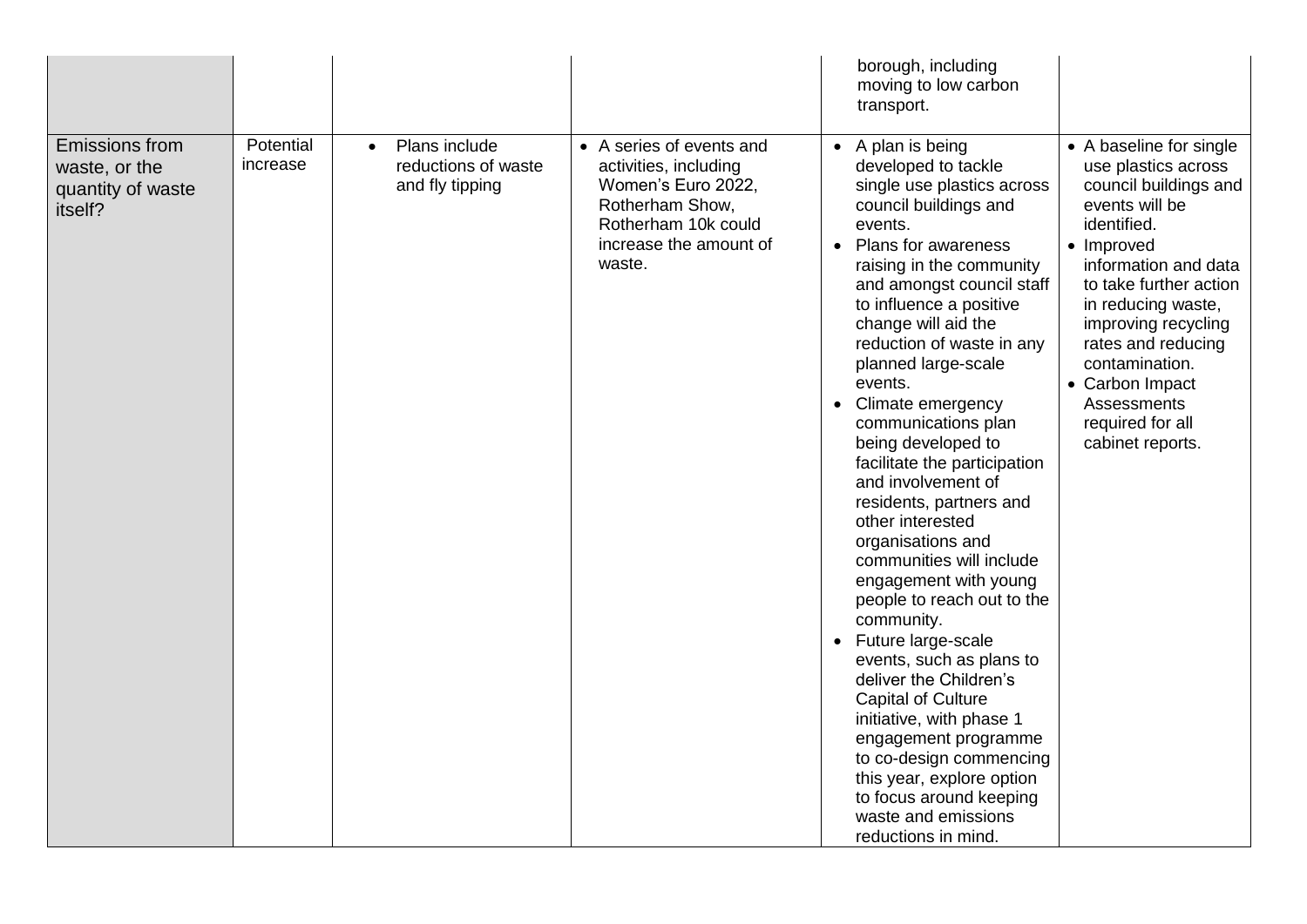| | | | | | |
|---|---|---|---|---|---|
| | | | | borough, including moving to low carbon transport. | |
| Emissions from waste, or the quantity of waste itself? | Potential increase | • Plans include reductions of waste and fly tipping | • A series of events and activities, including Women's Euro 2022, Rotherham Show, Rotherham 10k could increase the amount of waste. | • A plan is being developed to tackle single use plastics across council buildings and events.<br>• Plans for awareness raising in the community and amongst council staff to influence a positive change will aid the reduction of waste in any planned large-scale events.<br>• Climate emergency communications plan being developed to facilitate the participation and involvement of residents, partners and other interested organisations and communities will include engagement with young people to reach out to the community.<br>• Future large-scale events, such as plans to deliver the Children's Capital of Culture initiative, with phase 1 engagement programme to co-design commencing this year, explore option to focus around keeping waste and emissions reductions in mind. | • A baseline for single use plastics across council buildings and events will be identified.<br>• Improved information and data to take further action in reducing waste, improving recycling rates and reducing contamination.<br>• Carbon Impact Assessments required for all cabinet reports. |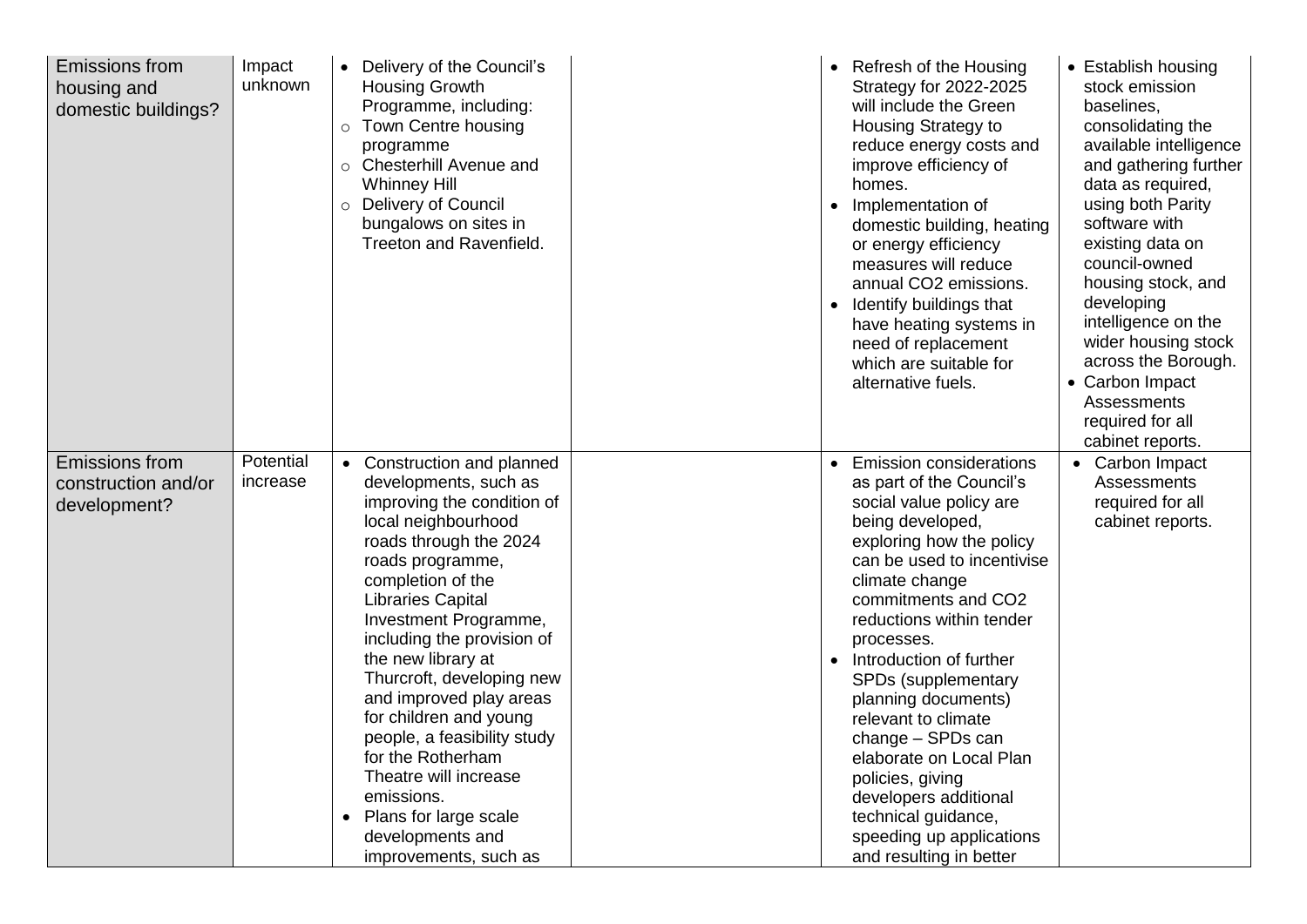| | | | | | |
|---|---|---|---|---|---|
| Emissions from housing and domestic buildings? | Impact unknown | • Delivery of the Council's Housing Growth Programme, including:<br>○ Town Centre housing programme<br>○ Chesterhill Avenue and Whinney Hill<br>○ Delivery of Council bungalows on sites in Treeton and Ravenfield. | | • Refresh of the Housing Strategy for 2022-2025 will include the Green Housing Strategy to reduce energy costs and improve efficiency of homes.<br>• Implementation of domestic building, heating or energy efficiency measures will reduce annual $CO_2$ emissions.<br>• Identify buildings that have heating systems in need of replacement which are suitable for alternative fuels. | • Establish housing stock emission baselines, consolidating the available intelligence and gathering further data as required, using both Parity software with existing data on council-owned housing stock, and developing intelligence on the wider housing stock across the Borough.<br>• Carbon Impact Assessments required for all cabinet reports. |
| Emissions from construction and/or development? | Potential increase | • Construction and planned developments, such as improving the condition of local neighbourhood roads through the 2024 roads programme, completion of the Libraries Capital Investment Programme, including the provision of the new library at Thurcroft, developing new and improved play areas for children and young people, a feasibility study for the Rotherham Theatre will increase emissions.<br>• Plans for large scale developments and improvements, such as | | • Emission considerations as part of the Council's social value policy are being developed, exploring how the policy can be used to incentivise climate change commitments and $CO_2$ reductions within tender processes.<br>• Introduction of further SPDs (supplementary planning documents) relevant to climate change – SPDs can elaborate on Local Plan policies, giving developers additional technical guidance, speeding up applications and resulting in better | • Carbon Impact Assessments required for all cabinet reports. |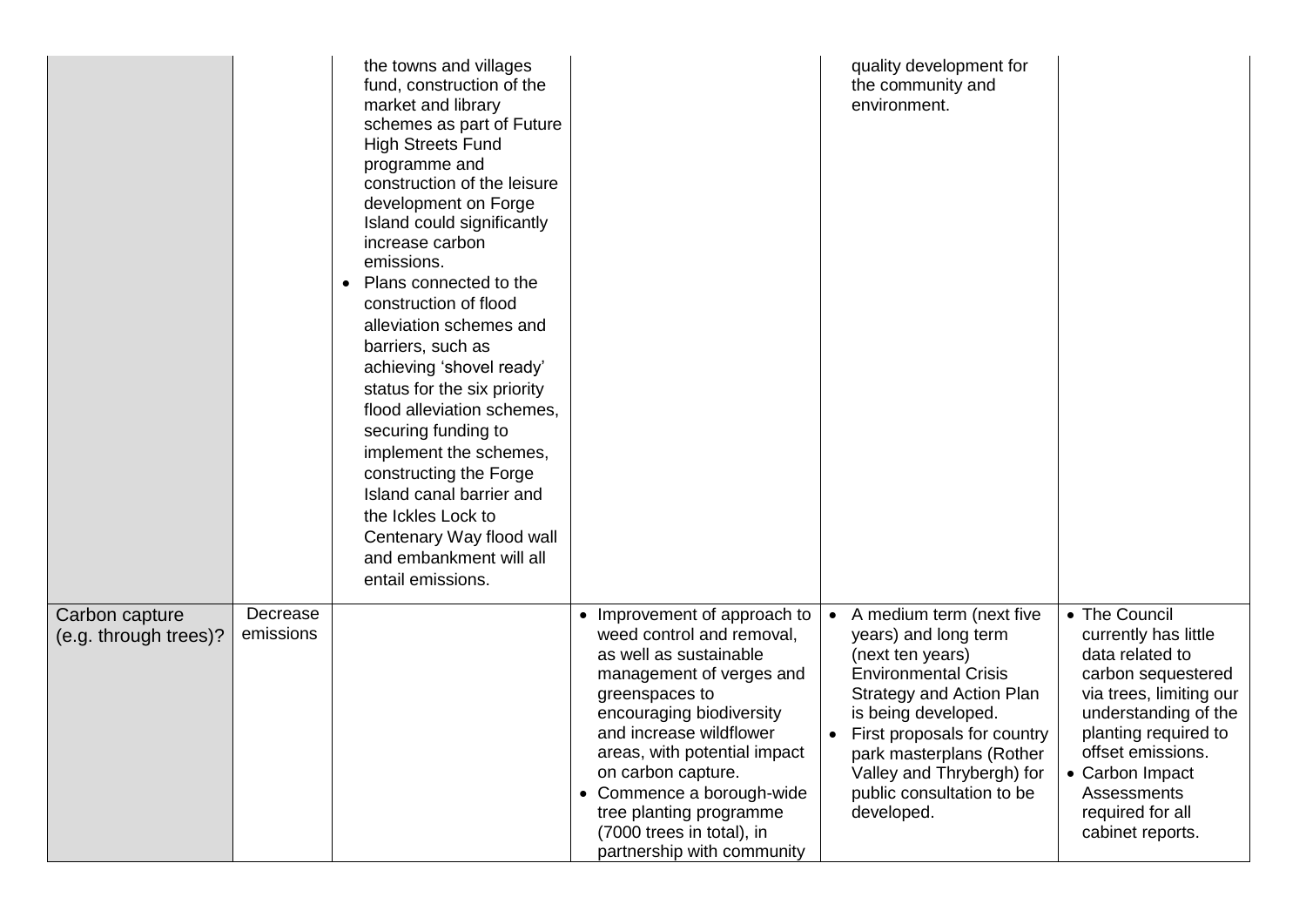| | | | | | |
|---|---|---|---|---|---|
| | | the towns and villages fund, construction of the market and library schemes as part of Future High Streets Fund programme and construction of the leisure development on Forge Island could significantly increase carbon emissions.<br>• Plans connected to the construction of flood alleviation schemes and barriers, such as achieving 'shovel ready' status for the six priority flood alleviation schemes, securing funding to implement the schemes, constructing the Forge Island canal barrier and the Ickles Lock to Centenary Way flood wall and embankment will all entail emissions. | | quality development for the community and environment. | |
| Carbon capture (e.g. through trees)? | Decrease emissions | | • Improvement of approach to weed control and removal, as well as sustainable management of verges and greenspaces to encouraging biodiversity and increase wildflower areas, with potential impact on carbon capture.<br>• Commence a borough-wide tree planting programme (7000 trees in total), in partnership with community | • A medium term (next five years) and long term (next ten years) Environmental Crisis Strategy and Action Plan is being developed.<br>• First proposals for country park masterplans (Rother Valley and Thrybergh) for public consultation to be developed. | • The Council currently has little data related to carbon sequestered via trees, limiting our understanding of the planting required to offset emissions.<br>• Carbon Impact Assessments required for all cabinet reports. |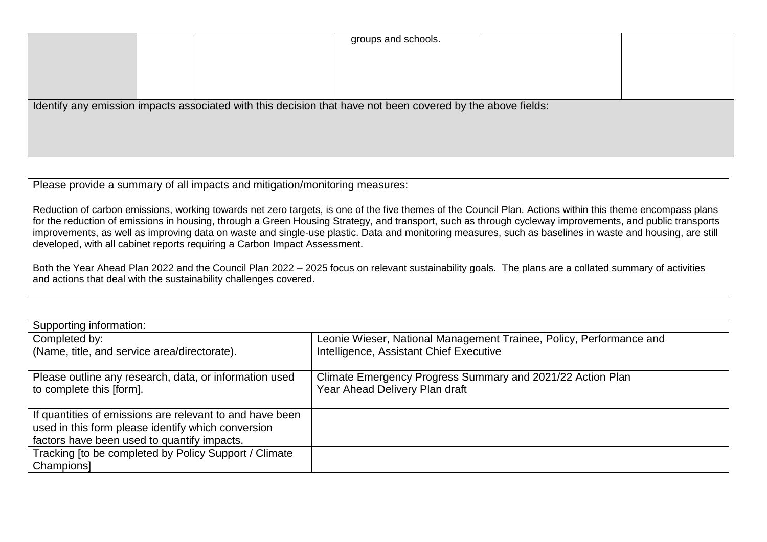| | | | | | |
|---|---|---|---|---|---|
| | | | groups and schools. | | |
| Identify any emission impacts associated with this decision that have not been covered by the above fields: | | | | | |

| |
|---|
| Please provide a summary of all impacts and mitigation/monitoring measures:<br><br>Reduction of carbon emissions, working towards net zero targets, is one of the five themes of the Council Plan. Actions within this theme encompass plans for the reduction of emissions in housing, through a Green Housing Strategy, and transport, such as through cycleway improvements, and public transports improvements, as well as improving data on waste and single-use plastic. Data and monitoring measures, such as baselines in waste and housing, are still developed, with all cabinet reports requiring a Carbon Impact Assessment.<br><br>Both the Year Ahead Plan 2022 and the Council Plan 2022 – 2025 focus on relevant sustainability goals. The plans are a collated summary of activities and actions that deal with the sustainability challenges covered. |

| Supporting information: | |
|---|---|
| Completed by:<br>(Name, title, and service area/directorate). | Leonie Wieser, National Management Trainee, Policy, Performance and Intelligence, Assistant Chief Executive |
| Please outline any research, data, or information used to complete this [form]. | Climate Emergency Progress Summary and 2021/22 Action Plan<br>Year Ahead Delivery Plan draft |
| If quantities of emissions are relevant to and have been used in this form please identify which conversion factors have been used to quantify impacts. | |
| Tracking [to be completed by Policy Support / Climate Champions] | |